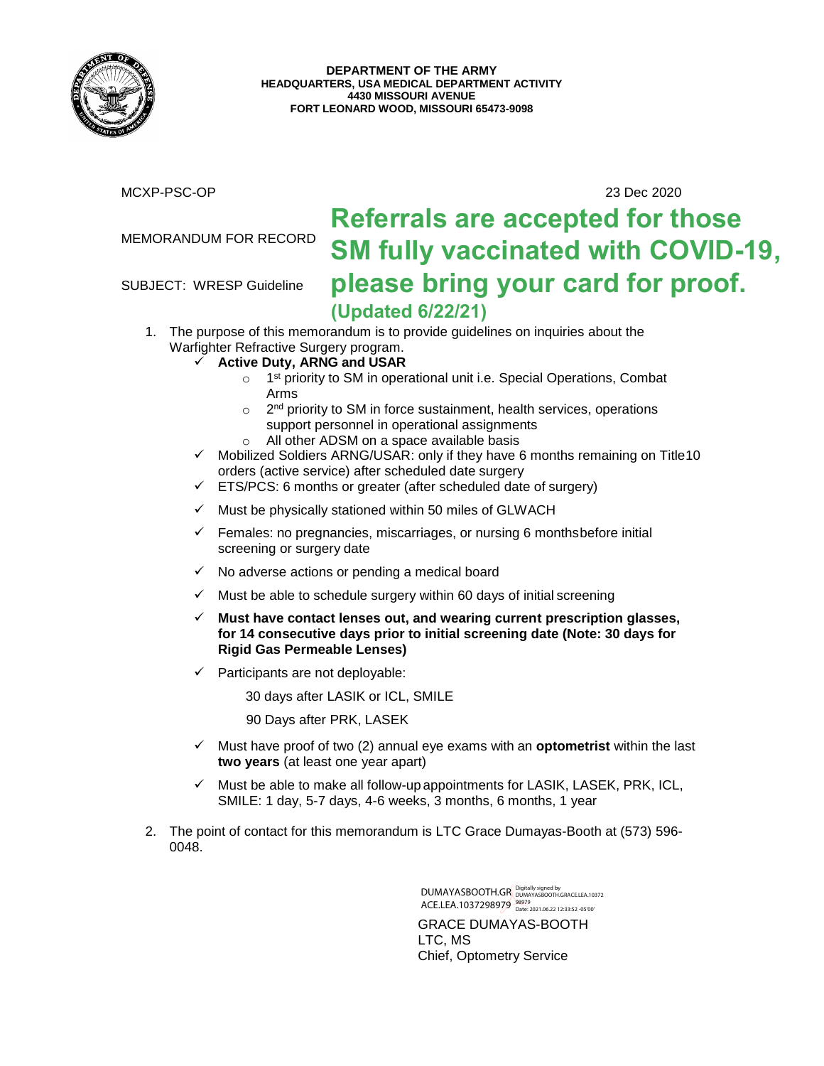**DEPARTMENT OF THE ARMY**
**HEADQUARTERS, USA MEDICAL DEPARTMENT ACTIVITY**
**4430 MISSOURI AVENUE**
**FORT LEONARD WOOD, MISSOURI 65473-9098**

MCXP-PSC-OP 23 Dec 2020

MEMORANDUM FOR RECORD

SUBJECT: WRESP Guideline

## Referrals are accepted for those SM fully vaccinated with COVID-19, please bring your card for proof.

**(Updated 6/22/21)**

1. The purpose of this memorandum is to provide guidelines on inquiries about the Warfighter Refractive Surgery program.
   - ✓ **Active Duty, ARNG and USAR**
     - 1st priority to SM in operational unit i.e. Special Operations, Combat Arms
     - 2nd priority to SM in force sustainment, health services, operations support personnel in operational assignments
     - All other ADSM on a space available basis
   - ✓ Mobilized Soldiers ARNG/USAR: only if they have 6 months remaining on Title10 orders (active service) after scheduled date surgery
   - ✓ ETS/PCS: 6 months or greater (after scheduled date of surgery)
   - ✓ Must be physically stationed within 50 miles of GLWACH
   - ✓ Females: no pregnancies, miscarriages, or nursing 6 monthsbefore initial screening or surgery date
   - ✓ No adverse actions or pending a medical board
   - ✓ Must be able to schedule surgery within 60 days of initial screening
   - ✓ **Must have contact lenses out, and wearing current prescription glasses, for 14 consecutive days prior to initial screening date (Note: 30 days for Rigid Gas Permeable Lenses)**
   - ✓ Participants are not deployable:

     30 days after LASIK or ICL, SMILE

     90 Days after PRK, LASEK
   - ✓ Must have proof of two (2) annual eye exams with an **optometrist** within the last **two years** (at least one year apart)
   - ✓ Must be able to make all follow-up appointments for LASIK, LASEK, PRK, ICL, SMILE: 1 day, 5-7 days, 4-6 weeks, 3 months, 6 months, 1 year

2. The point of contact for this memorandum is LTC Grace Dumayas-Booth at (573) 596-0048.

DUMAYASBOOTH.GRACE.LEA.1037298979 Digitally signed by DUMAYASBOOTH.GRACE.LEA.1037298979 Date: 2021.06.22 12:33:52 -05'00'

GRACE DUMAYAS-BOOTH
LTC, MS
Chief, Optometry Service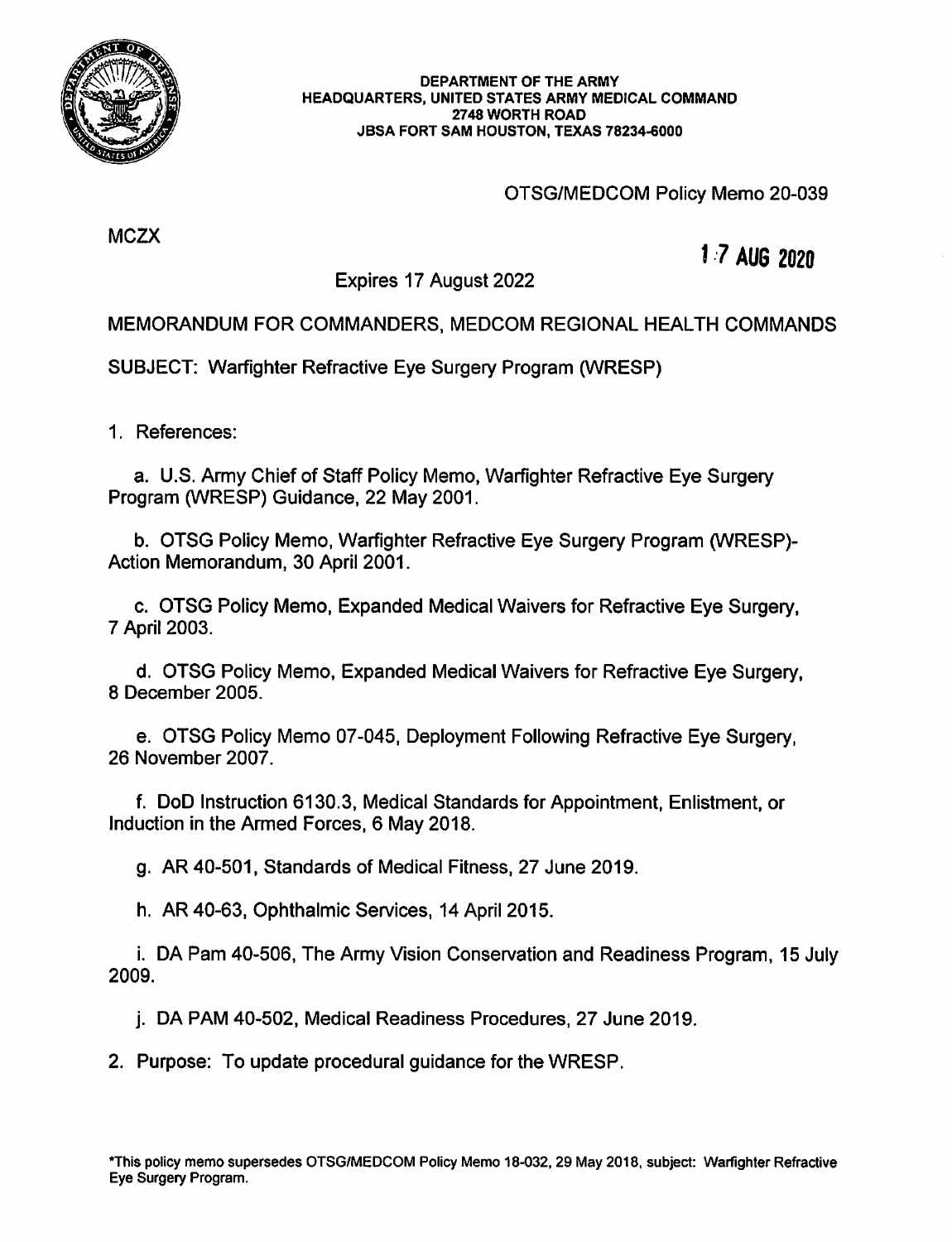DEPARTMENT OF THE ARMY
HEADQUARTERS, UNITED STATES ARMY MEDICAL COMMAND
2748 WORTH ROAD
JBSA FORT SAM HOUSTON, TEXAS 78234-6000

OTSG/MEDCOM Policy Memo 20-039

MCZX

17 AUG 2020

Expires 17 August 2022

MEMORANDUM FOR COMMANDERS, MEDCOM REGIONAL HEALTH COMMANDS

SUBJECT: Warfighter Refractive Eye Surgery Program (WRESP)

1. References:

a. U.S. Army Chief of Staff Policy Memo, Warfighter Refractive Eye Surgery Program (WRESP) Guidance, 22 May 2001.

b. OTSG Policy Memo, Warfighter Refractive Eye Surgery Program (WRESP)-Action Memorandum, 30 April 2001.

c. OTSG Policy Memo, Expanded Medical Waivers for Refractive Eye Surgery, 7 April 2003.

d. OTSG Policy Memo, Expanded Medical Waivers for Refractive Eye Surgery, 8 December 2005.

e. OTSG Policy Memo 07-045, Deployment Following Refractive Eye Surgery, 26 November 2007.

f. DoD Instruction 6130.3, Medical Standards for Appointment, Enlistment, or Induction in the Armed Forces, 6 May 2018.

g. AR 40-501, Standards of Medical Fitness, 27 June 2019.

h. AR 40-63, Ophthalmic Services, 14 April 2015.

i. DA Pam 40-506, The Army Vision Conservation and Readiness Program, 15 July 2009.

j. DA PAM 40-502, Medical Readiness Procedures, 27 June 2019.

2. Purpose: To update procedural guidance for the WRESP.

*This policy memo supersedes OTSG/MEDCOM Policy Memo 18-032, 29 May 2018, subject: Warfighter Refractive Eye Surgery Program.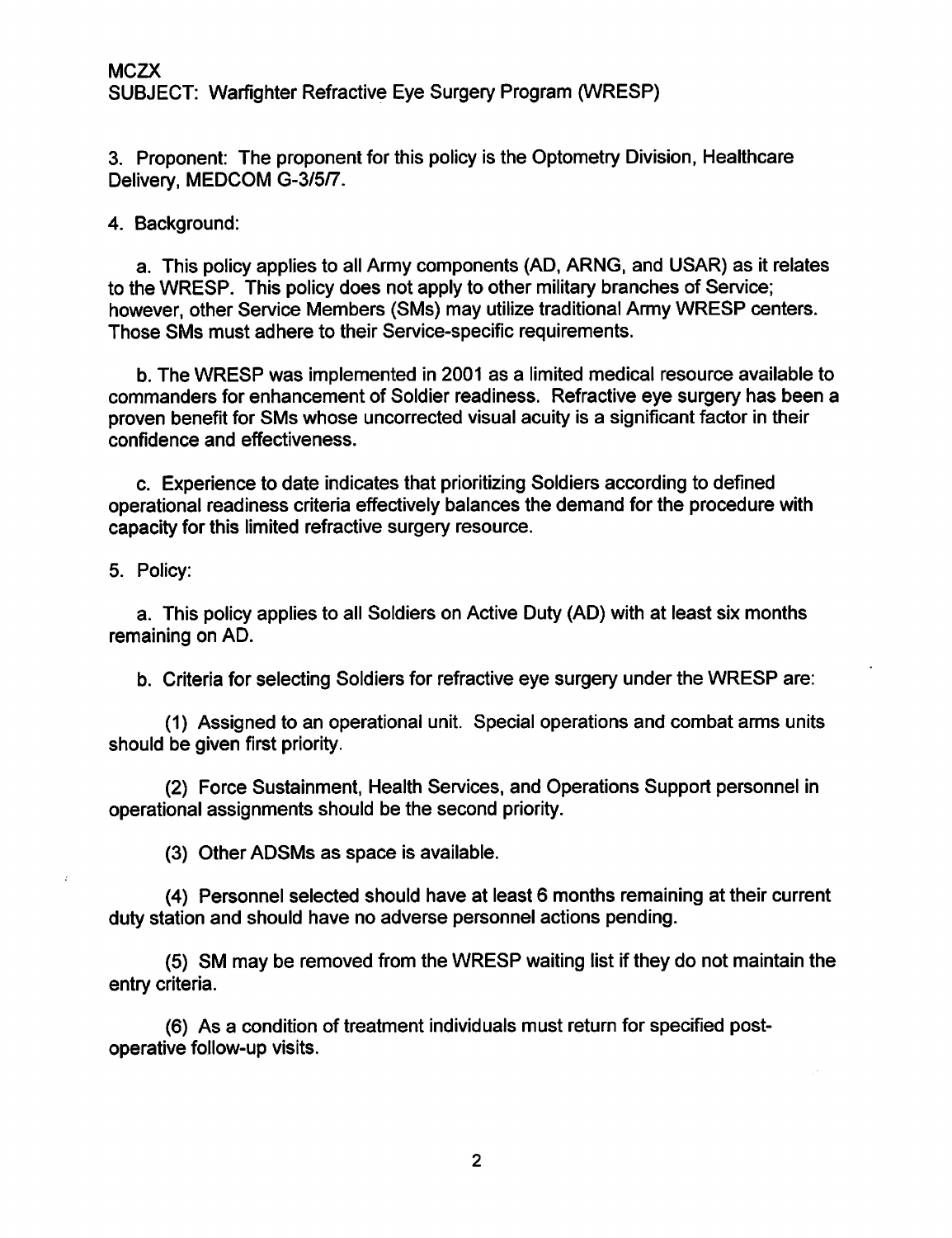MCZX
SUBJECT: Warfighter Refractive Eye Surgery Program (WRESP)

3. Proponent: The proponent for this policy is the Optometry Division, Healthcare Delivery, MEDCOM G-3/5/7.

4. Background:

a. This policy applies to all Army components (AD, ARNG, and USAR) as it relates to the WRESP. This policy does not apply to other military branches of Service; however, other Service Members (SMs) may utilize traditional Army WRESP centers. Those SMs must adhere to their Service-specific requirements.

b. The WRESP was implemented in 2001 as a limited medical resource available to commanders for enhancement of Soldier readiness. Refractive eye surgery has been a proven benefit for SMs whose uncorrected visual acuity is a significant factor in their confidence and effectiveness.

c. Experience to date indicates that prioritizing Soldiers according to defined operational readiness criteria effectively balances the demand for the procedure with capacity for this limited refractive surgery resource.

5. Policy:

a. This policy applies to all Soldiers on Active Duty (AD) with at least six months remaining on AD.

b. Criteria for selecting Soldiers for refractive eye surgery under the WRESP are:

(1) Assigned to an operational unit. Special operations and combat arms units should be given first priority.

(2) Force Sustainment, Health Services, and Operations Support personnel in operational assignments should be the second priority.

(3) Other ADSMs as space is available.

(4) Personnel selected should have at least 6 months remaining at their current duty station and should have no adverse personnel actions pending.

(5) SM may be removed from the WRESP waiting list if they do not maintain the entry criteria.

(6) As a condition of treatment individuals must return for specified post-operative follow-up visits.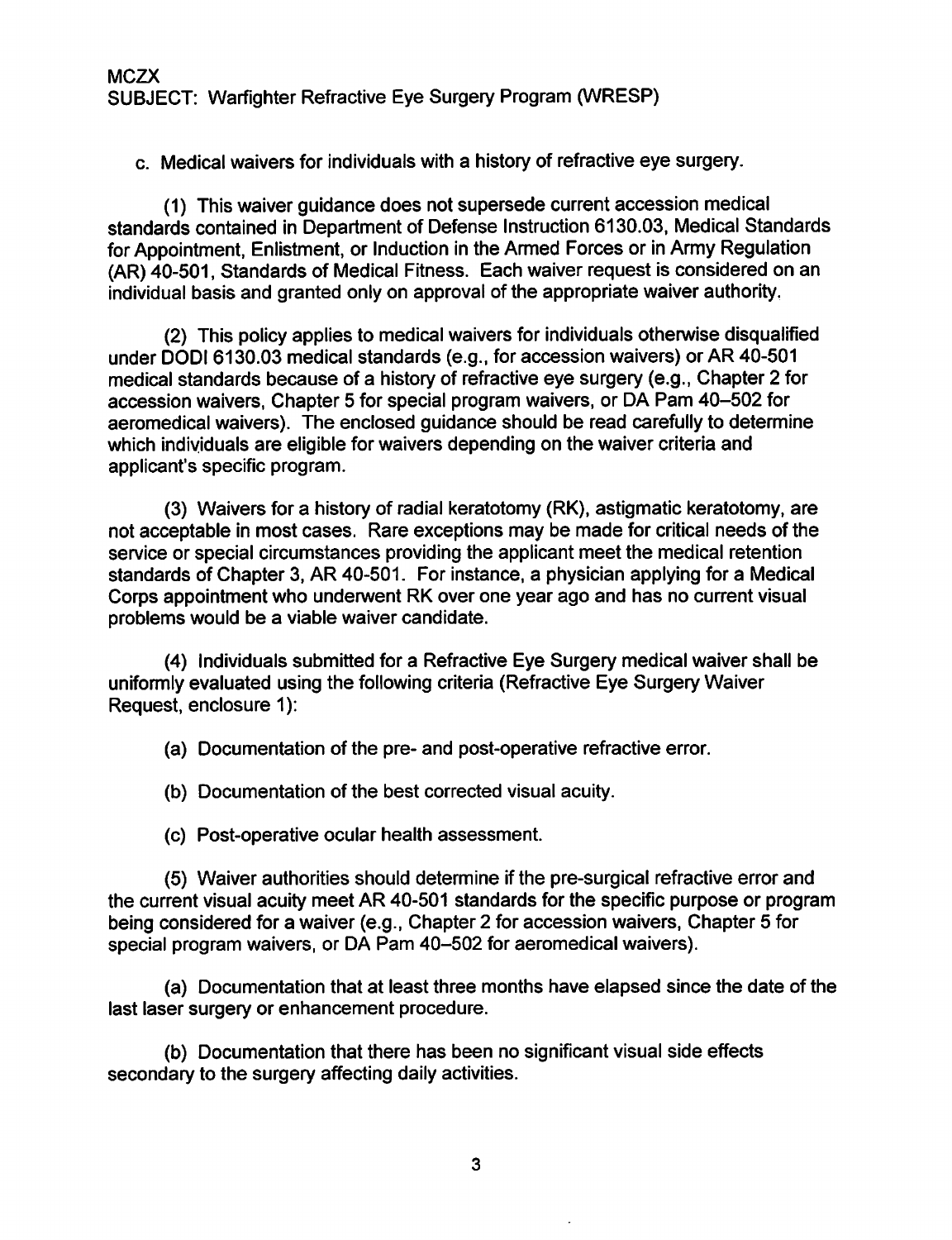MCZX
SUBJECT: Warfighter Refractive Eye Surgery Program (WRESP)

c. Medical waivers for individuals with a history of refractive eye surgery.

(1) This waiver guidance does not supersede current accession medical standards contained in Department of Defense Instruction 6130.03, Medical Standards for Appointment, Enlistment, or Induction in the Armed Forces or in Army Regulation (AR) 40-501, Standards of Medical Fitness. Each waiver request is considered on an individual basis and granted only on approval of the appropriate waiver authority.

(2) This policy applies to medical waivers for individuals otherwise disqualified under DODI 6130.03 medical standards (e.g., for accession waivers) or AR 40-501 medical standards because of a history of refractive eye surgery (e.g., Chapter 2 for accession waivers, Chapter 5 for special program waivers, or DA Pam 40–502 for aeromedical waivers). The enclosed guidance should be read carefully to determine which individuals are eligible for waivers depending on the waiver criteria and applicant's specific program.

(3) Waivers for a history of radial keratotomy (RK), astigmatic keratotomy, are not acceptable in most cases. Rare exceptions may be made for critical needs of the service or special circumstances providing the applicant meet the medical retention standards of Chapter 3, AR 40-501. For instance, a physician applying for a Medical Corps appointment who underwent RK over one year ago and has no current visual problems would be a viable waiver candidate.

(4) Individuals submitted for a Refractive Eye Surgery medical waiver shall be uniformly evaluated using the following criteria (Refractive Eye Surgery Waiver Request, enclosure 1):

(a) Documentation of the pre- and post-operative refractive error.

(b) Documentation of the best corrected visual acuity.

(c) Post-operative ocular health assessment.

(5) Waiver authorities should determine if the pre-surgical refractive error and the current visual acuity meet AR 40-501 standards for the specific purpose or program being considered for a waiver (e.g., Chapter 2 for accession waivers, Chapter 5 for special program waivers, or DA Pam 40–502 for aeromedical waivers).

(a) Documentation that at least three months have elapsed since the date of the last laser surgery or enhancement procedure.

(b) Documentation that there has been no significant visual side effects secondary to the surgery affecting daily activities.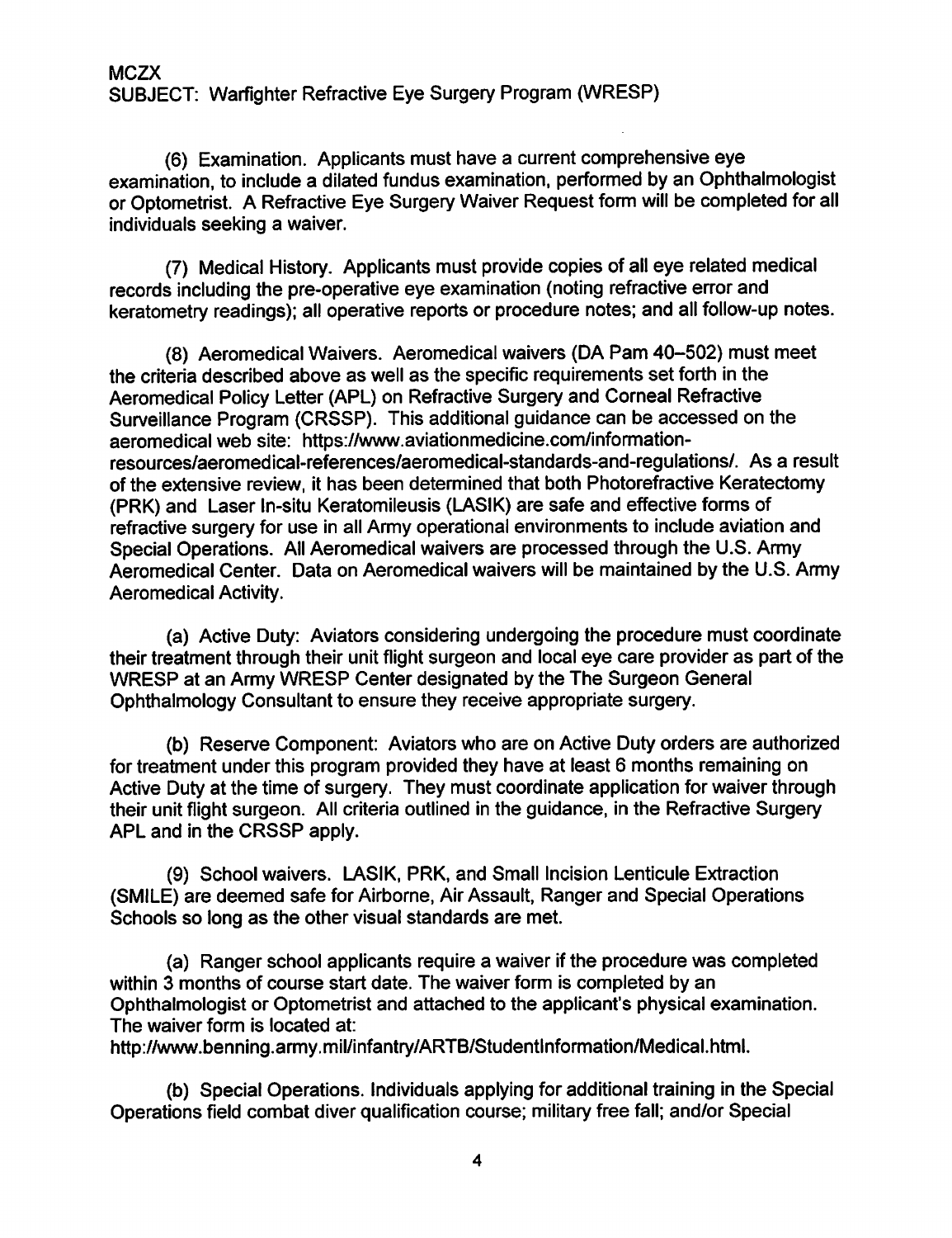(6) Examination. Applicants must have a current comprehensive eye examination, to include a dilated fundus examination, performed by an Ophthalmologist or Optometrist. A Refractive Eye Surgery Waiver Request form will be completed for all individuals seeking a waiver.

(7) Medical History. Applicants must provide copies of all eye related medical records including the pre-operative eye examination (noting refractive error and keratometry readings); all operative reports or procedure notes; and all follow-up notes.

(8) Aeromedical Waivers. Aeromedical waivers (DA Pam 40–502) must meet the criteria described above as well as the specific requirements set forth in the Aeromedical Policy Letter (APL) on Refractive Surgery and Corneal Refractive Surveillance Program (CRSSP). This additional guidance can be accessed on the aeromedical web site: https://www.aviationmedicine.com/information-resources/aeromedical-references/aeromedical-standards-and-regulations/. As a result of the extensive review, it has been determined that both Photorefractive Keratectomy (PRK) and Laser In-situ Keratomileusis (LASIK) are safe and effective forms of refractive surgery for use in all Army operational environments to include aviation and Special Operations. All Aeromedical waivers are processed through the U.S. Army Aeromedical Center. Data on Aeromedical waivers will be maintained by the U.S. Army Aeromedical Activity.

(a) Active Duty: Aviators considering undergoing the procedure must coordinate their treatment through their unit flight surgeon and local eye care provider as part of the WRESP at an Army WRESP Center designated by the The Surgeon General Ophthalmology Consultant to ensure they receive appropriate surgery.

(b) Reserve Component: Aviators who are on Active Duty orders are authorized for treatment under this program provided they have at least 6 months remaining on Active Duty at the time of surgery. They must coordinate application for waiver through their unit flight surgeon. All criteria outlined in the guidance, in the Refractive Surgery APL and in the CRSSP apply.

(9) School waivers. LASIK, PRK, and Small Incision Lenticule Extraction (SMILE) are deemed safe for Airborne, Air Assault, Ranger and Special Operations Schools so long as the other visual standards are met.

(a) Ranger school applicants require a waiver if the procedure was completed within 3 months of course start date. The waiver form is completed by an Ophthalmologist or Optometrist and attached to the applicant's physical examination. The waiver form is located at: http://www.benning.army.mil/infantry/ARTB/StudentInformation/Medical.html.

(b) Special Operations. Individuals applying for additional training in the Special Operations field combat diver qualification course; military free fall; and/or Special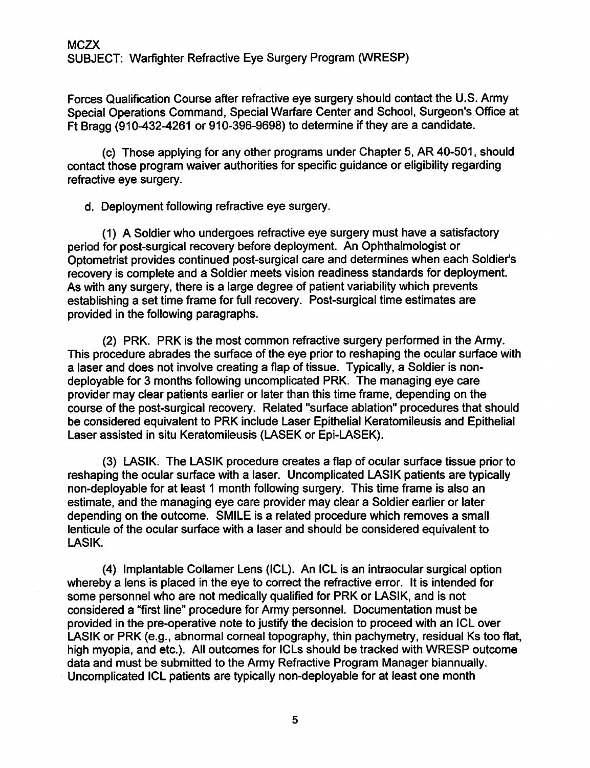Forces Qualification Course after refractive eye surgery should contact the U.S. Army Special Operations Command, Special Warfare Center and School, Surgeon's Office at Ft Bragg (910-432-4261 or 910-396-9698) to determine if they are a candidate.

(c) Those applying for any other programs under Chapter 5, AR 40-501, should contact those program waiver authorities for specific guidance or eligibility regarding refractive eye surgery.

d. Deployment following refractive eye surgery.

(1) A Soldier who undergoes refractive eye surgery must have a satisfactory period for post-surgical recovery before deployment. An Ophthalmologist or Optometrist provides continued post-surgical care and determines when each Soldier's recovery is complete and a Soldier meets vision readiness standards for deployment. As with any surgery, there is a large degree of patient variability which prevents establishing a set time frame for full recovery. Post-surgical time estimates are provided in the following paragraphs.

(2) PRK. PRK is the most common refractive surgery performed in the Army. This procedure abrades the surface of the eye prior to reshaping the ocular surface with a laser and does not involve creating a flap of tissue. Typically, a Soldier is non-deployable for 3 months following uncomplicated PRK. The managing eye care provider may clear patients earlier or later than this time frame, depending on the course of the post-surgical recovery. Related "surface ablation" procedures that should be considered equivalent to PRK include Laser Epithelial Keratomileusis and Epithelial Laser assisted in situ Keratomileusis (LASEK or Epi-LASEK).

(3) LASIK. The LASIK procedure creates a flap of ocular surface tissue prior to reshaping the ocular surface with a laser. Uncomplicated LASIK patients are typically non-deployable for at least 1 month following surgery. This time frame is also an estimate, and the managing eye care provider may clear a Soldier earlier or later depending on the outcome. SMILE is a related procedure which removes a small lenticule of the ocular surface with a laser and should be considered equivalent to LASIK.

(4) Implantable Collamer Lens (ICL). An ICL is an intraocular surgical option whereby a lens is placed in the eye to correct the refractive error. It is intended for some personnel who are not medically qualified for PRK or LASIK, and is not considered a "first line" procedure for Army personnel. Documentation must be provided in the pre-operative note to justify the decision to proceed with an ICL over LASIK or PRK (e.g., abnormal corneal topography, thin pachymetry, residual Ks too flat, high myopia, and etc.). All outcomes for ICLs should be tracked with WRESP outcome data and must be submitted to the Army Refractive Program Manager biannually. Uncomplicated ICL patients are typically non-deployable for at least one month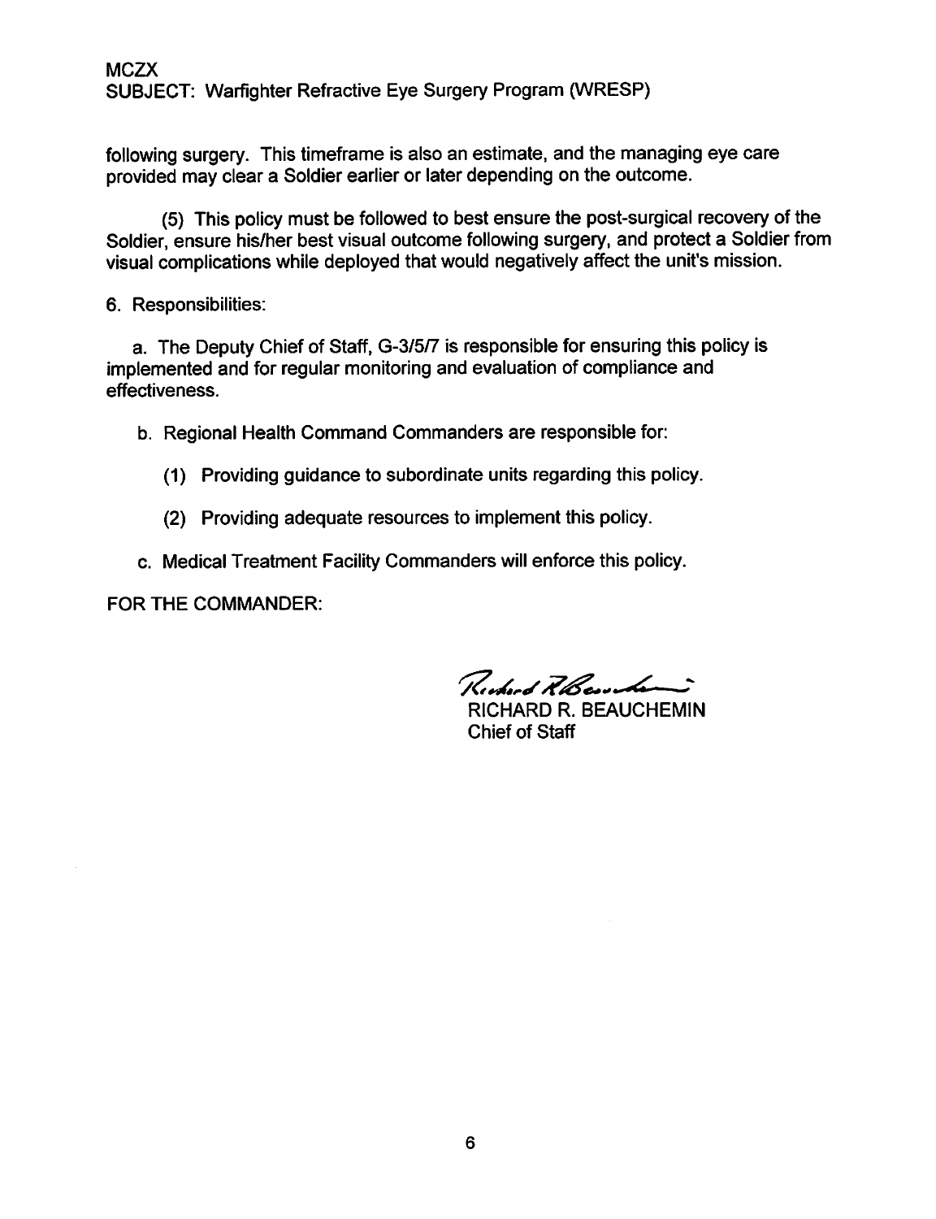following surgery. This timeframe is also an estimate, and the managing eye care provided may clear a Soldier earlier or later depending on the outcome.

(5) This policy must be followed to best ensure the post-surgical recovery of the Soldier, ensure his/her best visual outcome following surgery, and protect a Soldier from visual complications while deployed that would negatively affect the unit's mission.

6. Responsibilities:

a. The Deputy Chief of Staff, G-3/5/7 is responsible for ensuring this policy is implemented and for regular monitoring and evaluation of compliance and effectiveness.

b. Regional Health Command Commanders are responsible for:

(1) Providing guidance to subordinate units regarding this policy.

(2) Providing adequate resources to implement this policy.

c. Medical Treatment Facility Commanders will enforce this policy.

FOR THE COMMANDER:

RICHARD R. BEAUCHEMIN
Chief of Staff